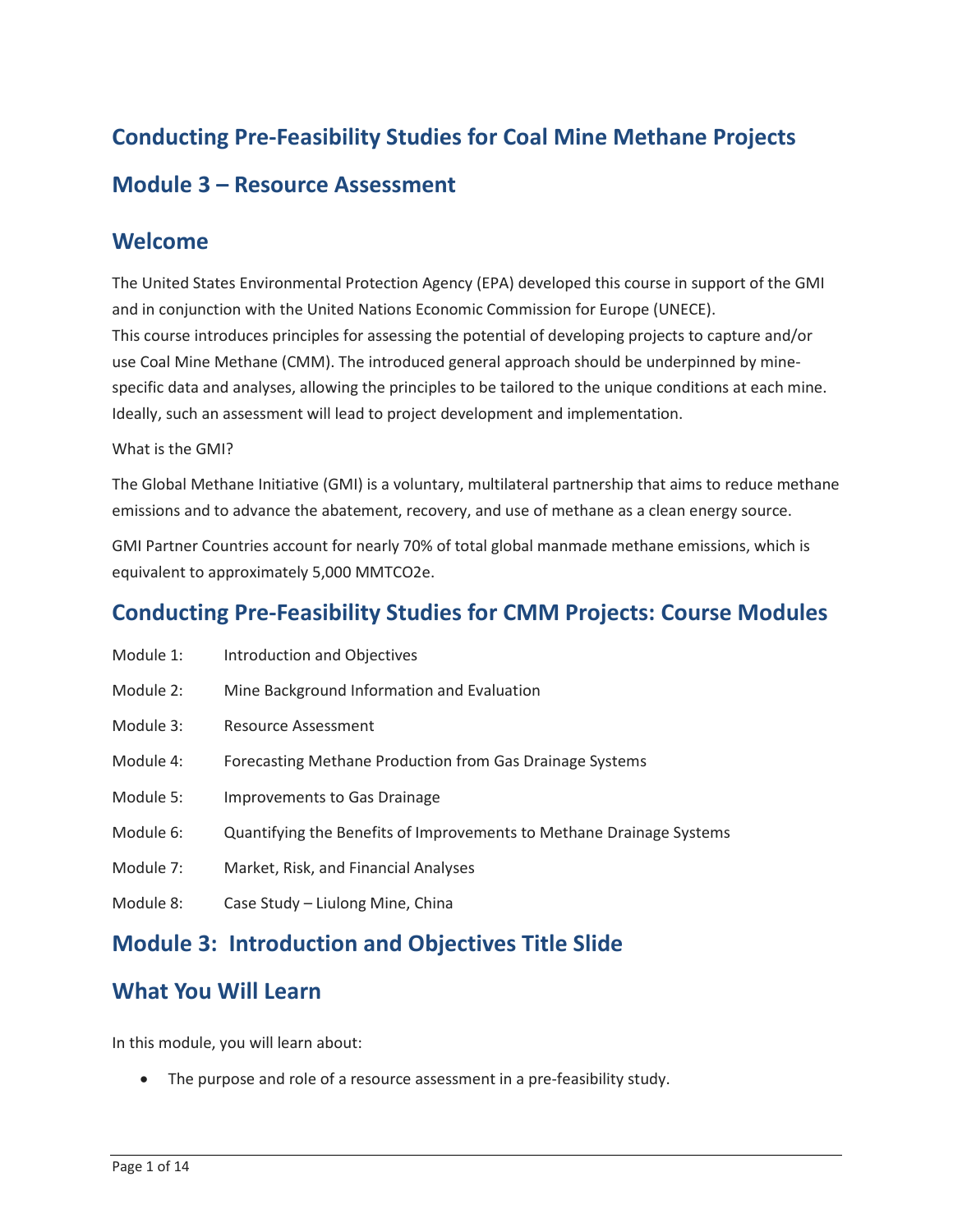# Conducting Pre-Feasibility Studies for Coal Mine Methane Projects

## Module 3 – Resource Assessment

## Welcome

The United States Environmental Protection Agency (EPA) developed this course in support of the GMI and in conjunction with the United Nations Economic Commission for Europe (UNECE).
This course introduces principles for assessing the potential of developing projects to capture and/or use Coal Mine Methane (CMM). The introduced general approach should be underpinned by mine-specific data and analyses, allowing the principles to be tailored to the unique conditions at each mine. Ideally, such an assessment will lead to project development and implementation.

What is the GMI?

The Global Methane Initiative (GMI) is a voluntary, multilateral partnership that aims to reduce methane emissions and to advance the abatement, recovery, and use of methane as a clean energy source.

GMI Partner Countries account for nearly 70% of total global manmade methane emissions, which is equivalent to approximately 5,000 MMTCO2e.

## Conducting Pre-Feasibility Studies for CMM Projects: Course Modules

| | |
|---|---|
| Module 1: | Introduction and Objectives |
| Module 2: | Mine Background Information and Evaluation |
| Module 3: | Resource Assessment |
| Module 4: | Forecasting Methane Production from Gas Drainage Systems |
| Module 5: | Improvements to Gas Drainage |
| Module 6: | Quantifying the Benefits of Improvements to Methane Drainage Systems |
| Module 7: | Market, Risk, and Financial Analyses |
| Module 8: | Case Study – Liulong Mine, China |

## Module 3: Introduction and Objectives Title Slide

## What You Will Learn

In this module, you will learn about:

- The purpose and role of a resource assessment in a pre-feasibility study.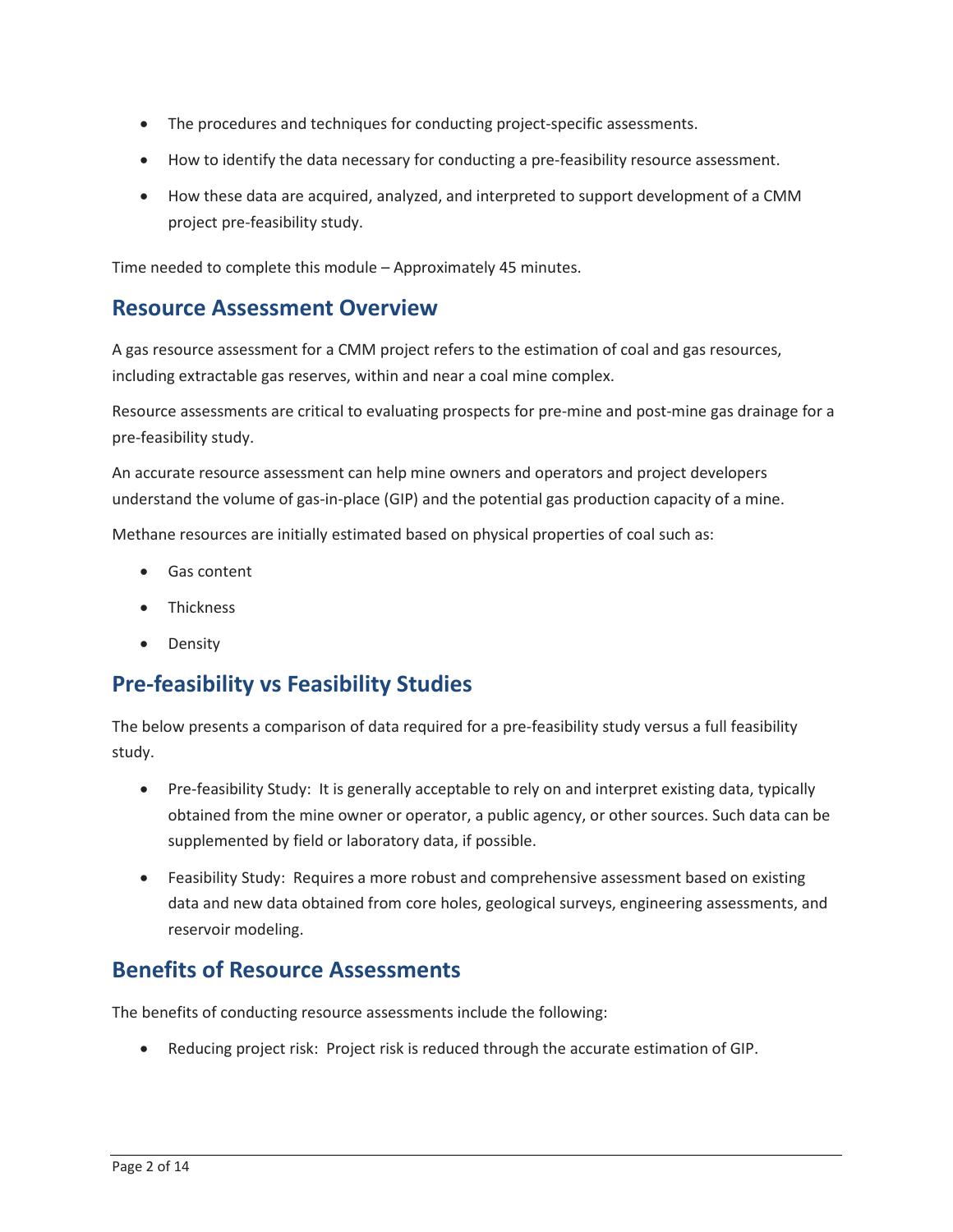- The procedures and techniques for conducting project-specific assessments.
- How to identify the data necessary for conducting a pre-feasibility resource assessment.
- How these data are acquired, analyzed, and interpreted to support development of a CMM project pre-feasibility study.

Time needed to complete this module – Approximately 45 minutes.

## Resource Assessment Overview

A gas resource assessment for a CMM project refers to the estimation of coal and gas resources, including extractable gas reserves, within and near a coal mine complex.

Resource assessments are critical to evaluating prospects for pre-mine and post-mine gas drainage for a pre-feasibility study.

An accurate resource assessment can help mine owners and operators and project developers understand the volume of gas-in-place (GIP) and the potential gas production capacity of a mine.

Methane resources are initially estimated based on physical properties of coal such as:

- Gas content
- Thickness
- Density

## Pre-feasibility vs Feasibility Studies

The below presents a comparison of data required for a pre-feasibility study versus a full feasibility study.

- Pre-feasibility Study: It is generally acceptable to rely on and interpret existing data, typically obtained from the mine owner or operator, a public agency, or other sources. Such data can be supplemented by field or laboratory data, if possible.
- Feasibility Study: Requires a more robust and comprehensive assessment based on existing data and new data obtained from core holes, geological surveys, engineering assessments, and reservoir modeling.

## Benefits of Resource Assessments

The benefits of conducting resource assessments include the following:

- Reducing project risk: Project risk is reduced through the accurate estimation of GIP.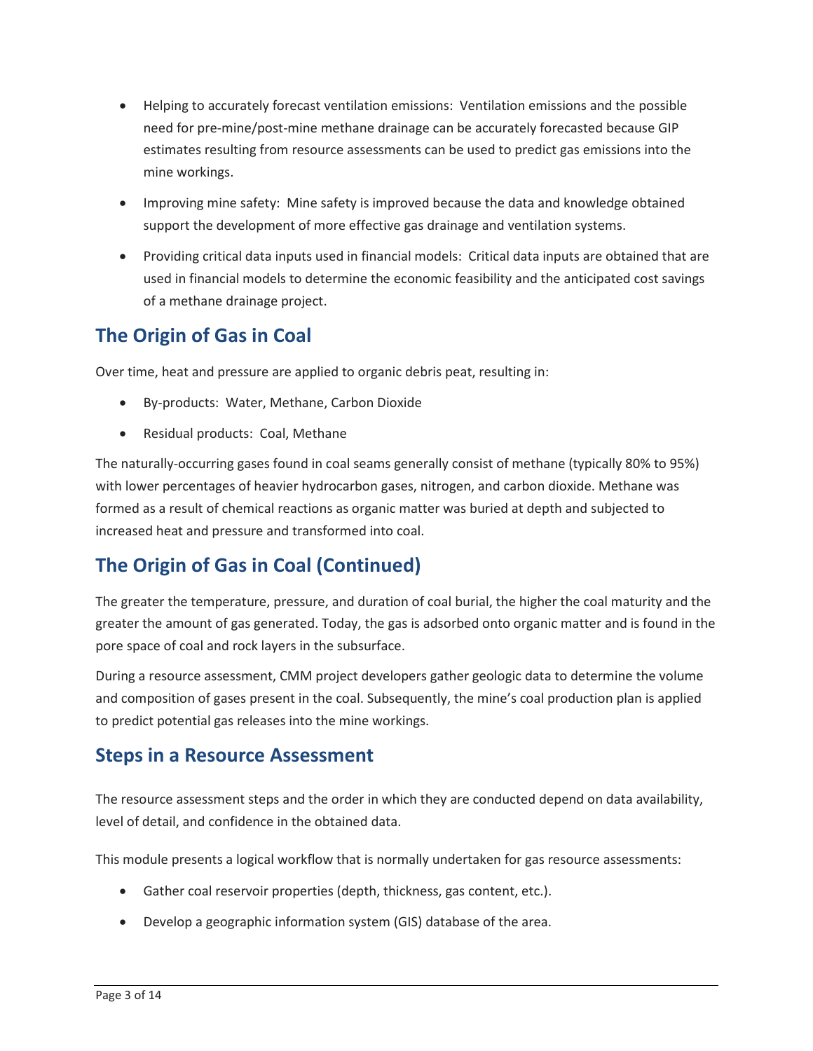- Helping to accurately forecast ventilation emissions: Ventilation emissions and the possible need for pre-mine/post-mine methane drainage can be accurately forecasted because GIP estimates resulting from resource assessments can be used to predict gas emissions into the mine workings.
- Improving mine safety: Mine safety is improved because the data and knowledge obtained support the development of more effective gas drainage and ventilation systems.
- Providing critical data inputs used in financial models: Critical data inputs are obtained that are used in financial models to determine the economic feasibility and the anticipated cost savings of a methane drainage project.

## The Origin of Gas in Coal

Over time, heat and pressure are applied to organic debris peat, resulting in:

- By-products: Water, Methane, Carbon Dioxide
- Residual products: Coal, Methane

The naturally-occurring gases found in coal seams generally consist of methane (typically 80% to 95%) with lower percentages of heavier hydrocarbon gases, nitrogen, and carbon dioxide. Methane was formed as a result of chemical reactions as organic matter was buried at depth and subjected to increased heat and pressure and transformed into coal.

## The Origin of Gas in Coal (Continued)

The greater the temperature, pressure, and duration of coal burial, the higher the coal maturity and the greater the amount of gas generated. Today, the gas is adsorbed onto organic matter and is found in the pore space of coal and rock layers in the subsurface.

During a resource assessment, CMM project developers gather geologic data to determine the volume and composition of gases present in the coal. Subsequently, the mine's coal production plan is applied to predict potential gas releases into the mine workings.

## Steps in a Resource Assessment

The resource assessment steps and the order in which they are conducted depend on data availability, level of detail, and confidence in the obtained data.

This module presents a logical workflow that is normally undertaken for gas resource assessments:

- Gather coal reservoir properties (depth, thickness, gas content, etc.).
- Develop a geographic information system (GIS) database of the area.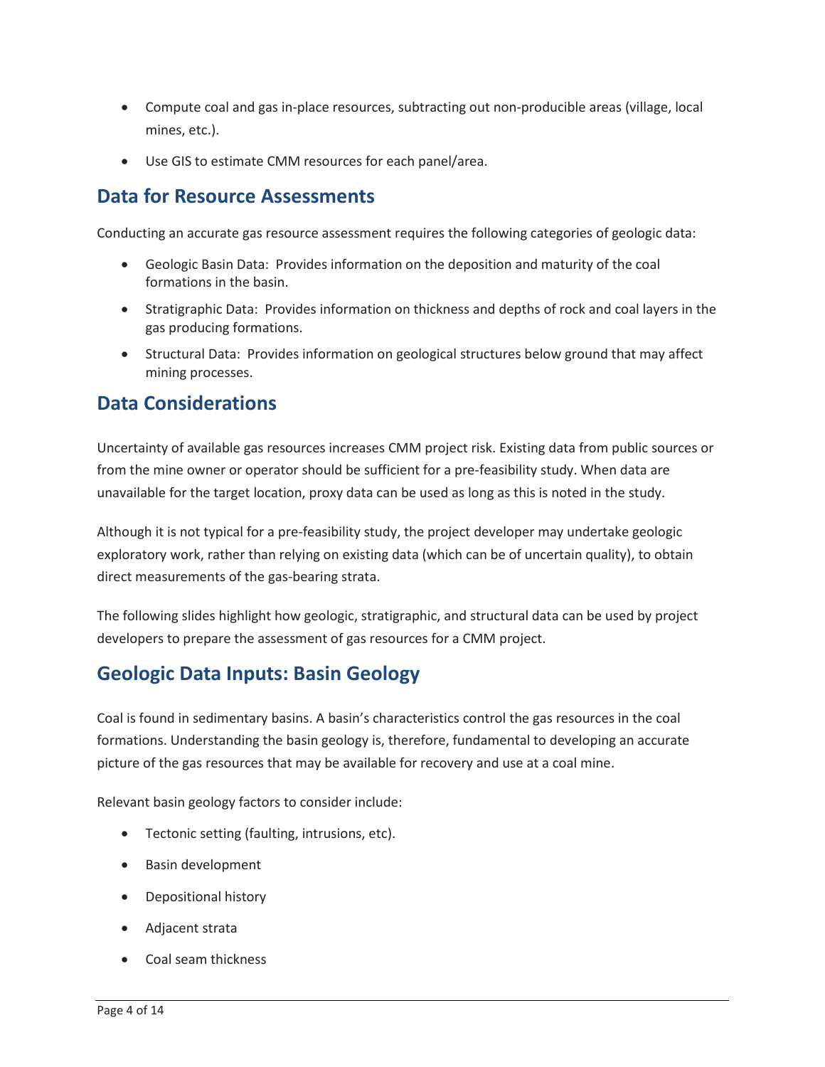- Compute coal and gas in-place resources, subtracting out non-producible areas (village, local mines, etc.).
- Use GIS to estimate CMM resources for each panel/area.

## Data for Resource Assessments

Conducting an accurate gas resource assessment requires the following categories of geologic data:

- Geologic Basin Data: Provides information on the deposition and maturity of the coal formations in the basin.
- Stratigraphic Data: Provides information on thickness and depths of rock and coal layers in the gas producing formations.
- Structural Data: Provides information on geological structures below ground that may affect mining processes.

## Data Considerations

Uncertainty of available gas resources increases CMM project risk. Existing data from public sources or from the mine owner or operator should be sufficient for a pre-feasibility study. When data are unavailable for the target location, proxy data can be used as long as this is noted in the study.

Although it is not typical for a pre-feasibility study, the project developer may undertake geologic exploratory work, rather than relying on existing data (which can be of uncertain quality), to obtain direct measurements of the gas-bearing strata.

The following slides highlight how geologic, stratigraphic, and structural data can be used by project developers to prepare the assessment of gas resources for a CMM project.

## Geologic Data Inputs: Basin Geology

Coal is found in sedimentary basins. A basin's characteristics control the gas resources in the coal formations. Understanding the basin geology is, therefore, fundamental to developing an accurate picture of the gas resources that may be available for recovery and use at a coal mine.

Relevant basin geology factors to consider include:

- Tectonic setting (faulting, intrusions, etc).
- Basin development
- Depositional history
- Adjacent strata
- Coal seam thickness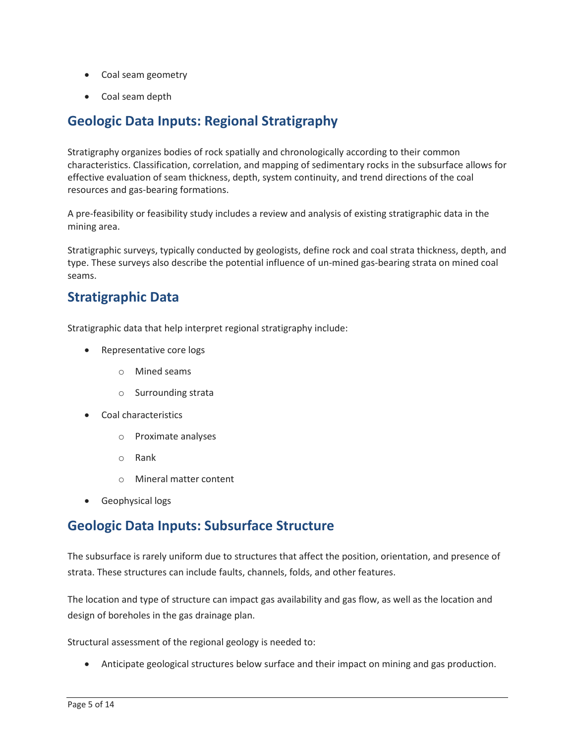- Coal seam geometry
- Coal seam depth

## Geologic Data Inputs: Regional Stratigraphy

Stratigraphy organizes bodies of rock spatially and chronologically according to their common characteristics. Classification, correlation, and mapping of sedimentary rocks in the subsurface allows for effective evaluation of seam thickness, depth, system continuity, and trend directions of the coal resources and gas-bearing formations.

A pre-feasibility or feasibility study includes a review and analysis of existing stratigraphic data in the mining area.

Stratigraphic surveys, typically conducted by geologists, define rock and coal strata thickness, depth, and type. These surveys also describe the potential influence of un-mined gas-bearing strata on mined coal seams.

## Stratigraphic Data

Stratigraphic data that help interpret regional stratigraphy include:

- Representative core logs
    - Mined seams
    - Surrounding strata
- Coal characteristics
    - Proximate analyses
    - Rank
    - Mineral matter content
- Geophysical logs

## Geologic Data Inputs: Subsurface Structure

The subsurface is rarely uniform due to structures that affect the position, orientation, and presence of strata. These structures can include faults, channels, folds, and other features.

The location and type of structure can impact gas availability and gas flow, as well as the location and design of boreholes in the gas drainage plan.

Structural assessment of the regional geology is needed to:

- Anticipate geological structures below surface and their impact on mining and gas production.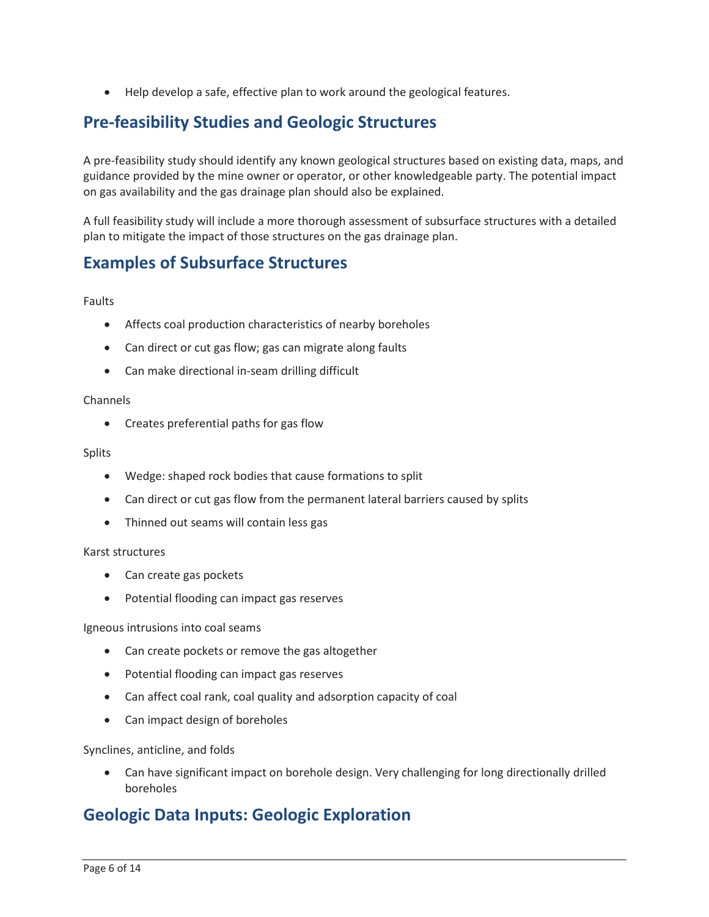- Help develop a safe, effective plan to work around the geological features.

## Pre-feasibility Studies and Geologic Structures

A pre-feasibility study should identify any known geological structures based on existing data, maps, and guidance provided by the mine owner or operator, or other knowledgeable party. The potential impact on gas availability and the gas drainage plan should also be explained.

A full feasibility study will include a more thorough assessment of subsurface structures with a detailed plan to mitigate the impact of those structures on the gas drainage plan.

## Examples of Subsurface Structures

Faults

- Affects coal production characteristics of nearby boreholes
- Can direct or cut gas flow; gas can migrate along faults
- Can make directional in-seam drilling difficult

Channels

- Creates preferential paths for gas flow

Splits

- Wedge: shaped rock bodies that cause formations to split
- Can direct or cut gas flow from the permanent lateral barriers caused by splits
- Thinned out seams will contain less gas

Karst structures

- Can create gas pockets
- Potential flooding can impact gas reserves

Igneous intrusions into coal seams

- Can create pockets or remove the gas altogether
- Potential flooding can impact gas reserves
- Can affect coal rank, coal quality and adsorption capacity of coal
- Can impact design of boreholes

Synclines, anticline, and folds

- Can have significant impact on borehole design. Very challenging for long directionally drilled boreholes

## Geologic Data Inputs: Geologic Exploration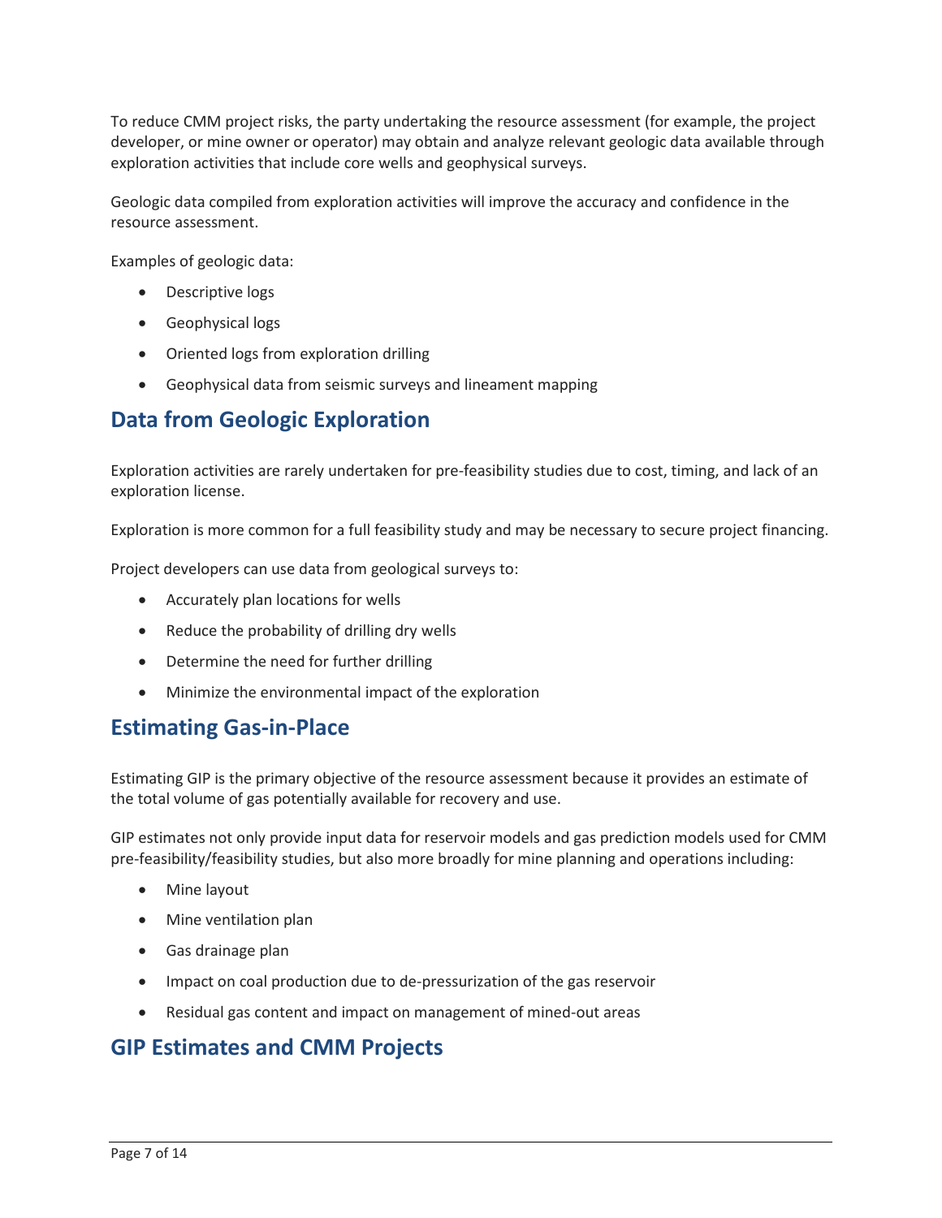To reduce CMM project risks, the party undertaking the resource assessment (for example, the project developer, or mine owner or operator) may obtain and analyze relevant geologic data available through exploration activities that include core wells and geophysical surveys.

Geologic data compiled from exploration activities will improve the accuracy and confidence in the resource assessment.

Examples of geologic data:

- Descriptive logs
- Geophysical logs
- Oriented logs from exploration drilling
- Geophysical data from seismic surveys and lineament mapping

## Data from Geologic Exploration

Exploration activities are rarely undertaken for pre-feasibility studies due to cost, timing, and lack of an exploration license.

Exploration is more common for a full feasibility study and may be necessary to secure project financing.

Project developers can use data from geological surveys to:

- Accurately plan locations for wells
- Reduce the probability of drilling dry wells
- Determine the need for further drilling
- Minimize the environmental impact of the exploration

## Estimating Gas-in-Place

Estimating GIP is the primary objective of the resource assessment because it provides an estimate of the total volume of gas potentially available for recovery and use.

GIP estimates not only provide input data for reservoir models and gas prediction models used for CMM pre-feasibility/feasibility studies, but also more broadly for mine planning and operations including:

- Mine layout
- Mine ventilation plan
- Gas drainage plan
- Impact on coal production due to de-pressurization of the gas reservoir
- Residual gas content and impact on management of mined-out areas

## GIP Estimates and CMM Projects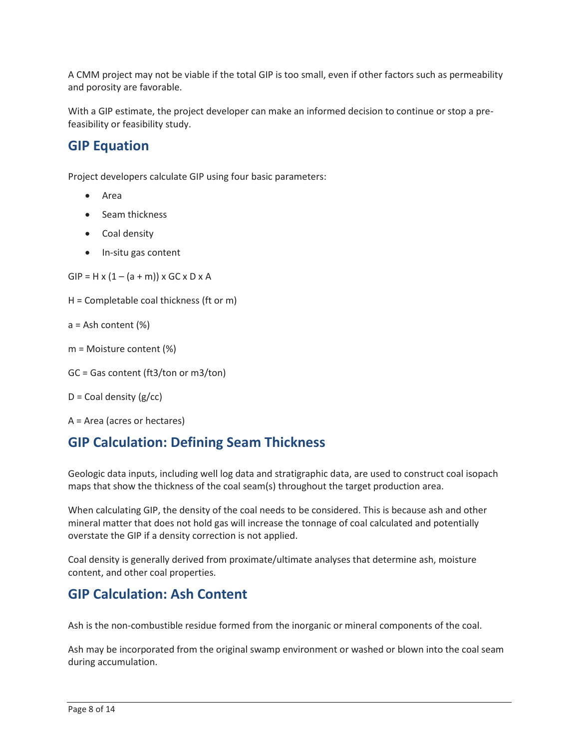A CMM project may not be viable if the total GIP is too small, even if other factors such as permeability and porosity are favorable.

With a GIP estimate, the project developer can make an informed decision to continue or stop a pre-feasibility or feasibility study.

## GIP Equation

Project developers calculate GIP using four basic parameters:

- Area
- Seam thickness
- Coal density
- In-situ gas content

$$GIP = H \times (1 - (a + m)) \times GC \times D \times A$$

H = Completable coal thickness (ft or m)

a = Ash content (%)

m = Moisture content (%)

GC = Gas content ($ft^3$/ton or $m^3$/ton)

D = Coal density (g/cc)

A = Area (acres or hectares)

## GIP Calculation: Defining Seam Thickness

Geologic data inputs, including well log data and stratigraphic data, are used to construct coal isopach maps that show the thickness of the coal seam(s) throughout the target production area.

When calculating GIP, the density of the coal needs to be considered. This is because ash and other mineral matter that does not hold gas will increase the tonnage of coal calculated and potentially overstate the GIP if a density correction is not applied.

Coal density is generally derived from proximate/ultimate analyses that determine ash, moisture content, and other coal properties.

## GIP Calculation: Ash Content

Ash is the non-combustible residue formed from the inorganic or mineral components of the coal.

Ash may be incorporated from the original swamp environment or washed or blown into the coal seam during accumulation.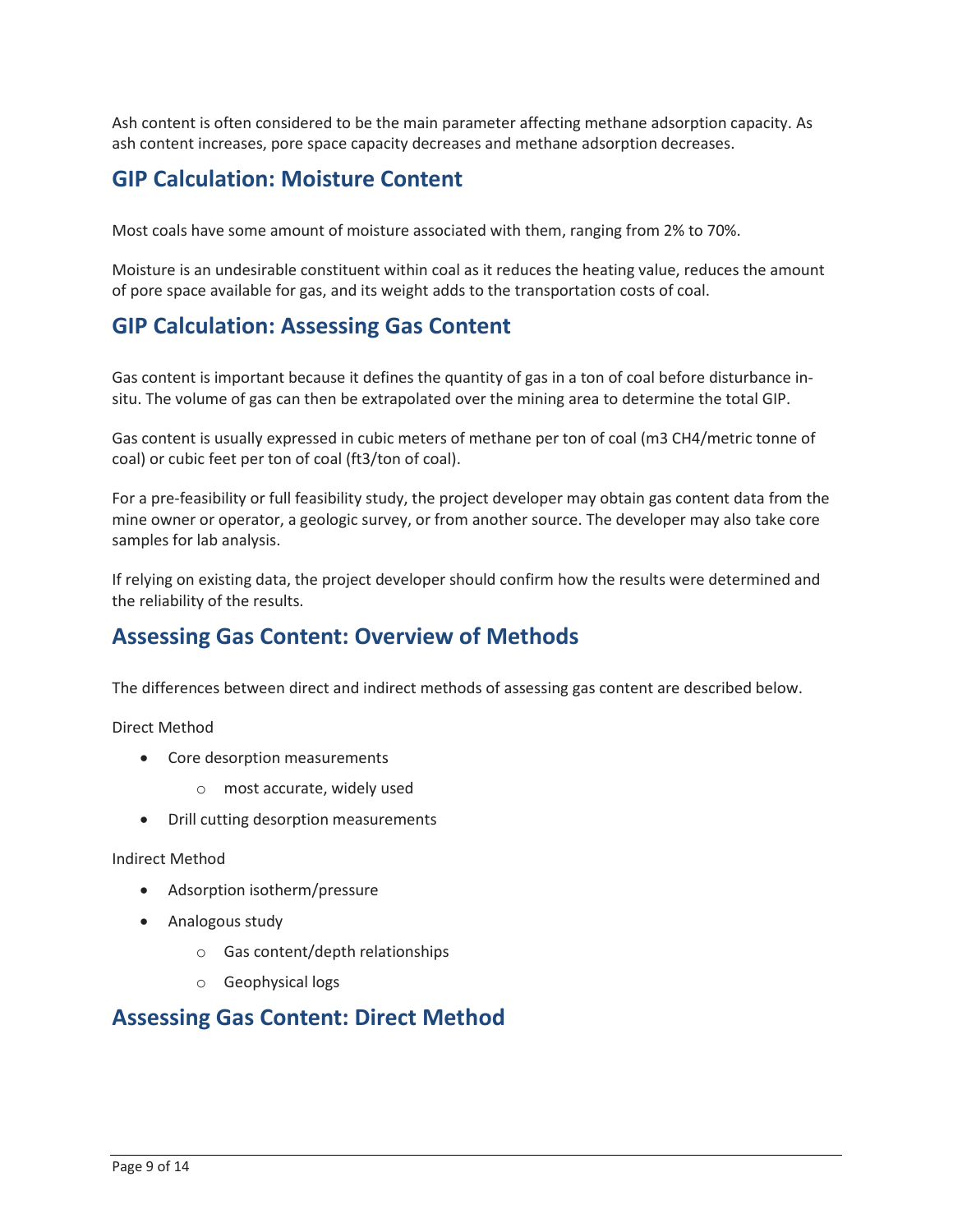Ash content is often considered to be the main parameter affecting methane adsorption capacity. As ash content increases, pore space capacity decreases and methane adsorption decreases.

## GIP Calculation: Moisture Content

Most coals have some amount of moisture associated with them, ranging from 2% to 70%.

Moisture is an undesirable constituent within coal as it reduces the heating value, reduces the amount of pore space available for gas, and its weight adds to the transportation costs of coal.

## GIP Calculation: Assessing Gas Content

Gas content is important because it defines the quantity of gas in a ton of coal before disturbance in-situ. The volume of gas can then be extrapolated over the mining area to determine the total GIP.

Gas content is usually expressed in cubic meters of methane per ton of coal ($m^3$ $CH_4$/metric tonne of coal) or cubic feet per ton of coal ($ft^3$/ton of coal).

For a pre-feasibility or full feasibility study, the project developer may obtain gas content data from the mine owner or operator, a geologic survey, or from another source. The developer may also take core samples for lab analysis.

If relying on existing data, the project developer should confirm how the results were determined and the reliability of the results.

## Assessing Gas Content: Overview of Methods

The differences between direct and indirect methods of assessing gas content are described below.

Direct Method

- Core desorption measurements
  - most accurate, widely used
- Drill cutting desorption measurements

Indirect Method

- Adsorption isotherm/pressure
- Analogous study
  - Gas content/depth relationships
  - Geophysical logs

## Assessing Gas Content: Direct Method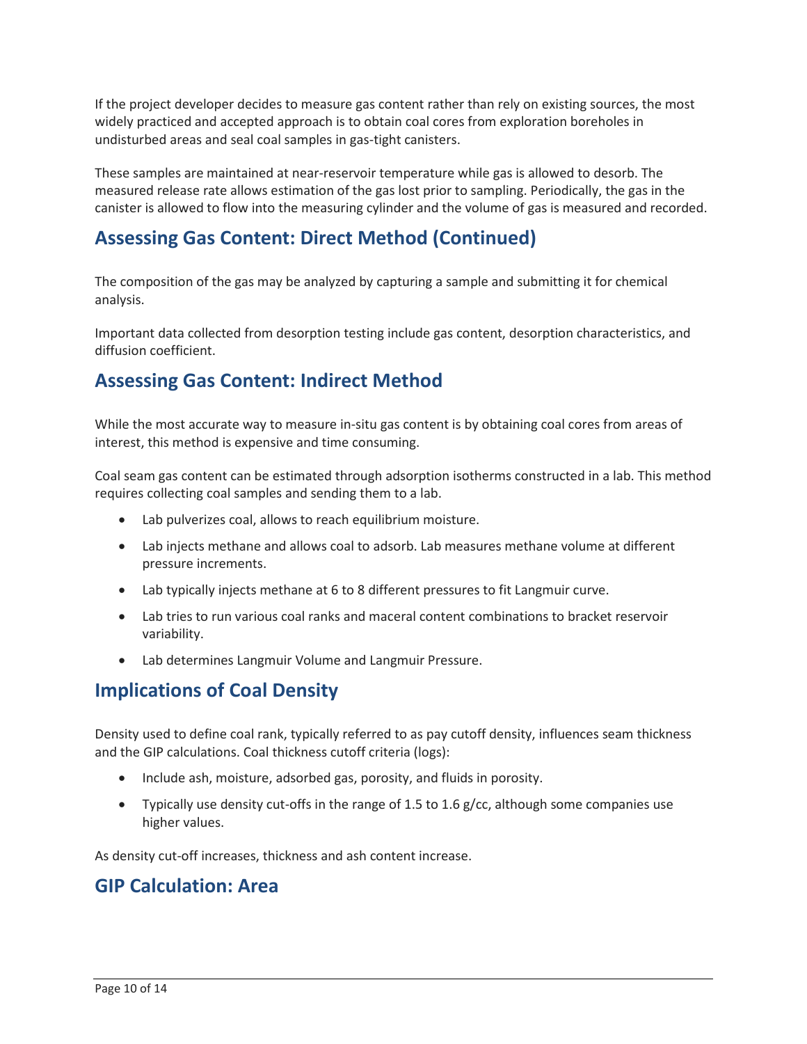If the project developer decides to measure gas content rather than rely on existing sources, the most widely practiced and accepted approach is to obtain coal cores from exploration boreholes in undisturbed areas and seal coal samples in gas-tight canisters.

These samples are maintained at near-reservoir temperature while gas is allowed to desorb. The measured release rate allows estimation of the gas lost prior to sampling. Periodically, the gas in the canister is allowed to flow into the measuring cylinder and the volume of gas is measured and recorded.

## Assessing Gas Content: Direct Method (Continued)

The composition of the gas may be analyzed by capturing a sample and submitting it for chemical analysis.

Important data collected from desorption testing include gas content, desorption characteristics, and diffusion coefficient.

## Assessing Gas Content: Indirect Method

While the most accurate way to measure in-situ gas content is by obtaining coal cores from areas of interest, this method is expensive and time consuming.

Coal seam gas content can be estimated through adsorption isotherms constructed in a lab. This method requires collecting coal samples and sending them to a lab.

- Lab pulverizes coal, allows to reach equilibrium moisture.
- Lab injects methane and allows coal to adsorb. Lab measures methane volume at different pressure increments.
- Lab typically injects methane at 6 to 8 different pressures to fit Langmuir curve.
- Lab tries to run various coal ranks and maceral content combinations to bracket reservoir variability.
- Lab determines Langmuir Volume and Langmuir Pressure.

## Implications of Coal Density

Density used to define coal rank, typically referred to as pay cutoff density, influences seam thickness and the GIP calculations. Coal thickness cutoff criteria (logs):

- Include ash, moisture, adsorbed gas, porosity, and fluids in porosity.
- Typically use density cut-offs in the range of 1.5 to 1.6 g/cc, although some companies use higher values.

As density cut-off increases, thickness and ash content increase.

## GIP Calculation: Area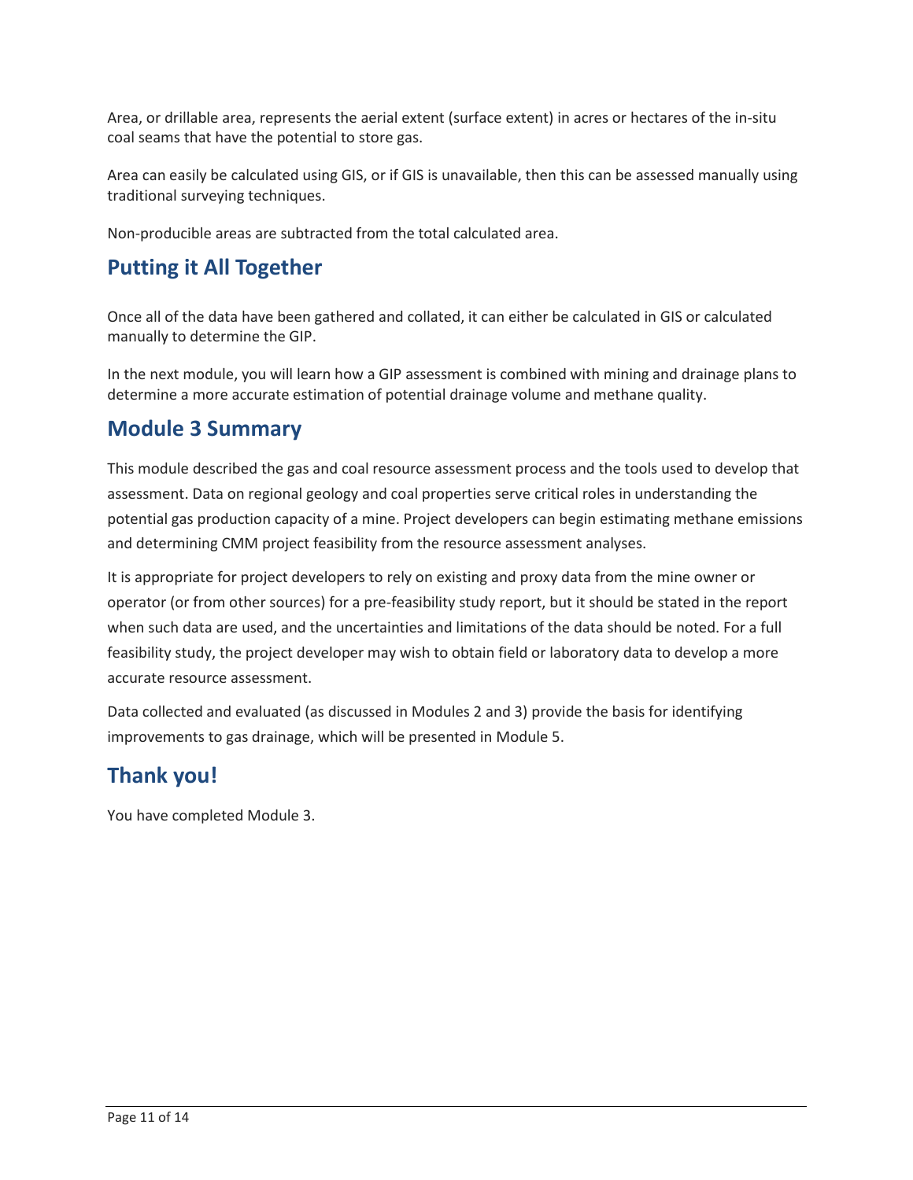Area, or drillable area, represents the aerial extent (surface extent) in acres or hectares of the in-situ coal seams that have the potential to store gas.

Area can easily be calculated using GIS, or if GIS is unavailable, then this can be assessed manually using traditional surveying techniques.

Non-producible areas are subtracted from the total calculated area.

## Putting it All Together

Once all of the data have been gathered and collated, it can either be calculated in GIS or calculated manually to determine the GIP.

In the next module, you will learn how a GIP assessment is combined with mining and drainage plans to determine a more accurate estimation of potential drainage volume and methane quality.

## Module 3 Summary

This module described the gas and coal resource assessment process and the tools used to develop that assessment. Data on regional geology and coal properties serve critical roles in understanding the potential gas production capacity of a mine. Project developers can begin estimating methane emissions and determining CMM project feasibility from the resource assessment analyses.

It is appropriate for project developers to rely on existing and proxy data from the mine owner or operator (or from other sources) for a pre-feasibility study report, but it should be stated in the report when such data are used, and the uncertainties and limitations of the data should be noted. For a full feasibility study, the project developer may wish to obtain field or laboratory data to develop a more accurate resource assessment.

Data collected and evaluated (as discussed in Modules 2 and 3) provide the basis for identifying improvements to gas drainage, which will be presented in Module 5.

## Thank you!

You have completed Module 3.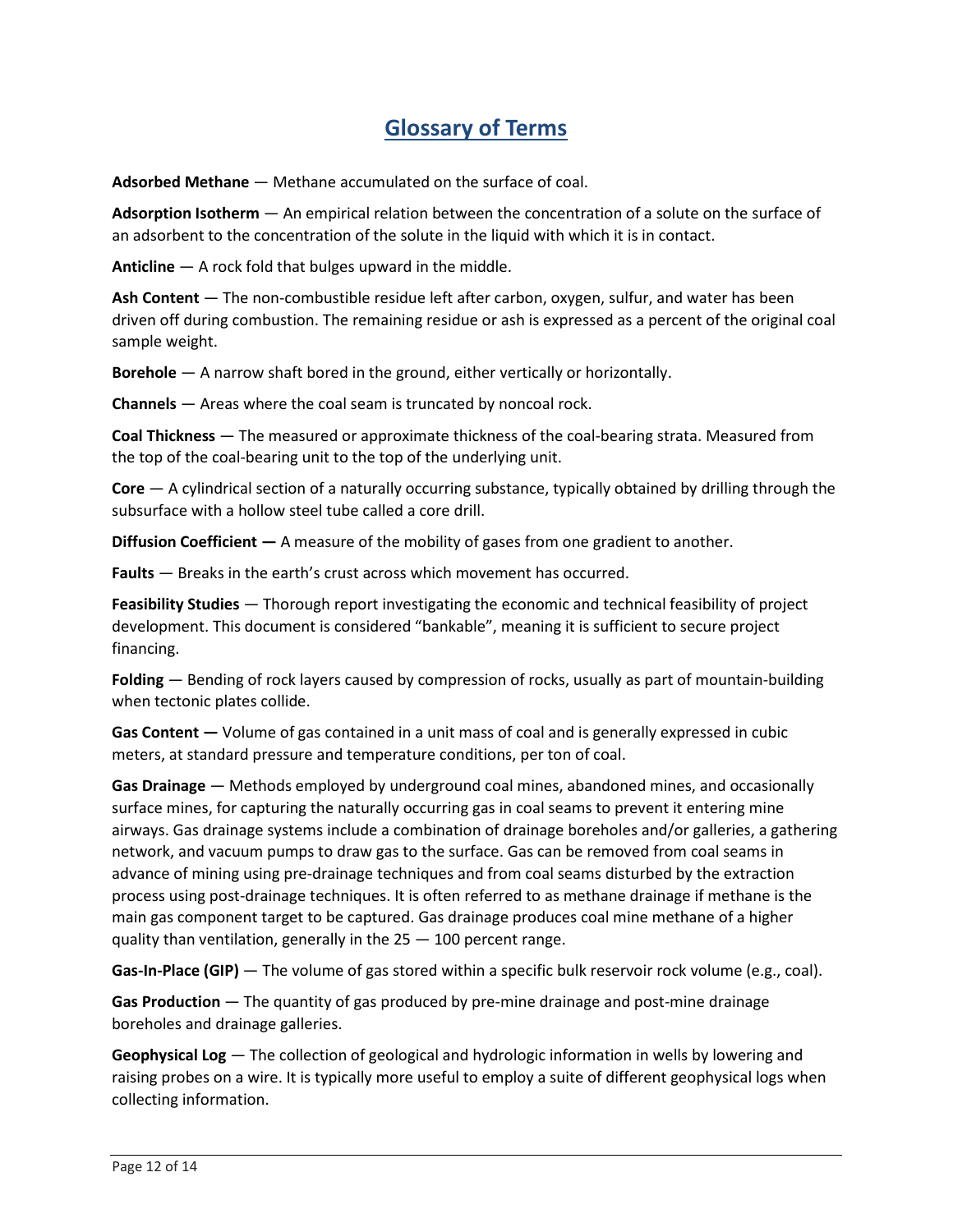# Glossary of Terms

**Adsorbed Methane** — Methane accumulated on the surface of coal.

**Adsorption Isotherm** — An empirical relation between the concentration of a solute on the surface of an adsorbent to the concentration of the solute in the liquid with which it is in contact.

**Anticline** — A rock fold that bulges upward in the middle.

**Ash Content** — The non-combustible residue left after carbon, oxygen, sulfur, and water has been driven off during combustion. The remaining residue or ash is expressed as a percent of the original coal sample weight.

**Borehole** — A narrow shaft bored in the ground, either vertically or horizontally.

**Channels** — Areas where the coal seam is truncated by noncoal rock.

**Coal Thickness** — The measured or approximate thickness of the coal-bearing strata. Measured from the top of the coal-bearing unit to the top of the underlying unit.

**Core** — A cylindrical section of a naturally occurring substance, typically obtained by drilling through the subsurface with a hollow steel tube called a core drill.

**Diffusion Coefficient —** A measure of the mobility of gases from one gradient to another.

**Faults** — Breaks in the earth's crust across which movement has occurred.

**Feasibility Studies** — Thorough report investigating the economic and technical feasibility of project development. This document is considered "bankable", meaning it is sufficient to secure project financing.

**Folding** — Bending of rock layers caused by compression of rocks, usually as part of mountain-building when tectonic plates collide.

**Gas Content —** Volume of gas contained in a unit mass of coal and is generally expressed in cubic meters, at standard pressure and temperature conditions, per ton of coal.

**Gas Drainage** — Methods employed by underground coal mines, abandoned mines, and occasionally surface mines, for capturing the naturally occurring gas in coal seams to prevent it entering mine airways. Gas drainage systems include a combination of drainage boreholes and/or galleries, a gathering network, and vacuum pumps to draw gas to the surface. Gas can be removed from coal seams in advance of mining using pre-drainage techniques and from coal seams disturbed by the extraction process using post-drainage techniques. It is often referred to as methane drainage if methane is the main gas component target to be captured. Gas drainage produces coal mine methane of a higher quality than ventilation, generally in the 25 — 100 percent range.

**Gas-In-Place (GIP)** — The volume of gas stored within a specific bulk reservoir rock volume (e.g., coal).

**Gas Production** — The quantity of gas produced by pre-mine drainage and post-mine drainage boreholes and drainage galleries.

**Geophysical Log** — The collection of geological and hydrologic information in wells by lowering and raising probes on a wire. It is typically more useful to employ a suite of different geophysical logs when collecting information.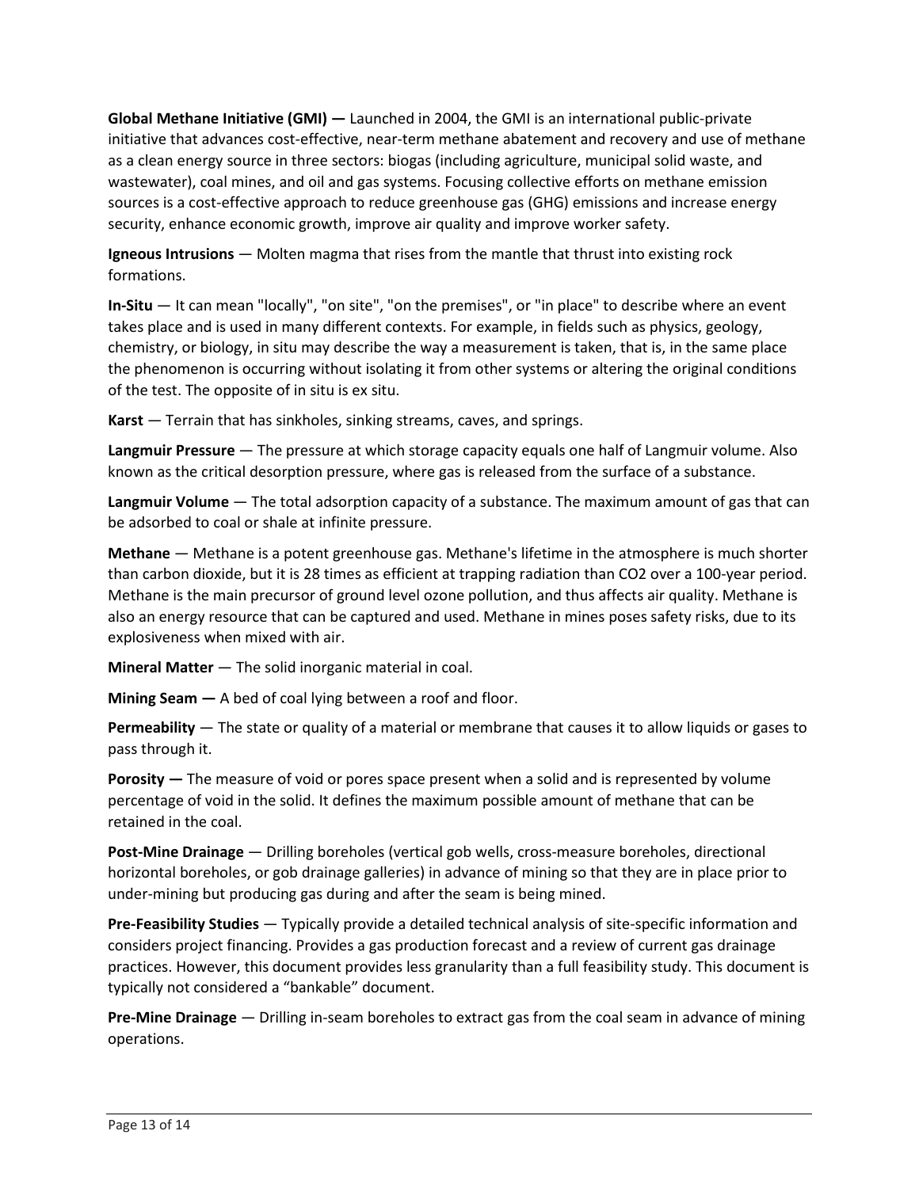**Global Methane Initiative (GMI) —** Launched in 2004, the GMI is an international public-private initiative that advances cost-effective, near-term methane abatement and recovery and use of methane as a clean energy source in three sectors: biogas (including agriculture, municipal solid waste, and wastewater), coal mines, and oil and gas systems. Focusing collective efforts on methane emission sources is a cost-effective approach to reduce greenhouse gas (GHG) emissions and increase energy security, enhance economic growth, improve air quality and improve worker safety.

**Igneous Intrusions** — Molten magma that rises from the mantle that thrust into existing rock formations.

**In-Situ** — It can mean "locally", "on site", "on the premises", or "in place" to describe where an event takes place and is used in many different contexts. For example, in fields such as physics, geology, chemistry, or biology, in situ may describe the way a measurement is taken, that is, in the same place the phenomenon is occurring without isolating it from other systems or altering the original conditions of the test. The opposite of in situ is ex situ.

**Karst** — Terrain that has sinkholes, sinking streams, caves, and springs.

**Langmuir Pressure** — The pressure at which storage capacity equals one half of Langmuir volume. Also known as the critical desorption pressure, where gas is released from the surface of a substance.

**Langmuir Volume** — The total adsorption capacity of a substance. The maximum amount of gas that can be adsorbed to coal or shale at infinite pressure.

**Methane** — Methane is a potent greenhouse gas. Methane's lifetime in the atmosphere is much shorter than carbon dioxide, but it is 28 times as efficient at trapping radiation than $CO_2$ over a 100-year period. Methane is the main precursor of ground level ozone pollution, and thus affects air quality. Methane is also an energy resource that can be captured and used. Methane in mines poses safety risks, due to its explosiveness when mixed with air.

**Mineral Matter** — The solid inorganic material in coal.

**Mining Seam —** A bed of coal lying between a roof and floor.

**Permeability** — The state or quality of a material or membrane that causes it to allow liquids or gases to pass through it.

**Porosity —** The measure of void or pores space present when a solid and is represented by volume percentage of void in the solid. It defines the maximum possible amount of methane that can be retained in the coal.

**Post-Mine Drainage** — Drilling boreholes (vertical gob wells, cross-measure boreholes, directional horizontal boreholes, or gob drainage galleries) in advance of mining so that they are in place prior to under-mining but producing gas during and after the seam is being mined.

**Pre-Feasibility Studies** — Typically provide a detailed technical analysis of site-specific information and considers project financing. Provides a gas production forecast and a review of current gas drainage practices. However, this document provides less granularity than a full feasibility study. This document is typically not considered a "bankable" document.

**Pre-Mine Drainage** — Drilling in-seam boreholes to extract gas from the coal seam in advance of mining operations.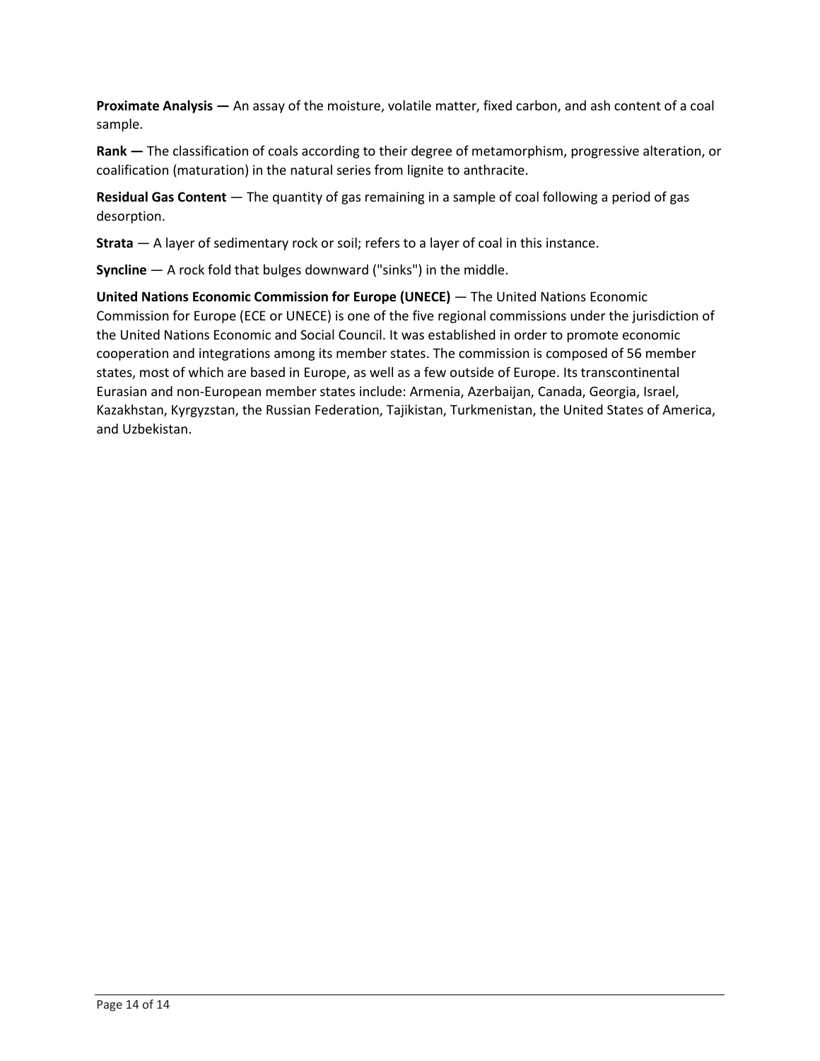**Proximate Analysis —** An assay of the moisture, volatile matter, fixed carbon, and ash content of a coal sample.

**Rank —** The classification of coals according to their degree of metamorphism, progressive alteration, or coalification (maturation) in the natural series from lignite to anthracite.

**Residual Gas Content** — The quantity of gas remaining in a sample of coal following a period of gas desorption.

**Strata** — A layer of sedimentary rock or soil; refers to a layer of coal in this instance.

**Syncline** — A rock fold that bulges downward ("sinks") in the middle.

**United Nations Economic Commission for Europe (UNECE)** — The United Nations Economic Commission for Europe (ECE or UNECE) is one of the five regional commissions under the jurisdiction of the United Nations Economic and Social Council. It was established in order to promote economic cooperation and integrations among its member states. The commission is composed of 56 member states, most of which are based in Europe, as well as a few outside of Europe. Its transcontinental Eurasian and non-European member states include: Armenia, Azerbaijan, Canada, Georgia, Israel, Kazakhstan, Kyrgyzstan, the Russian Federation, Tajikistan, Turkmenistan, the United States of America, and Uzbekistan.